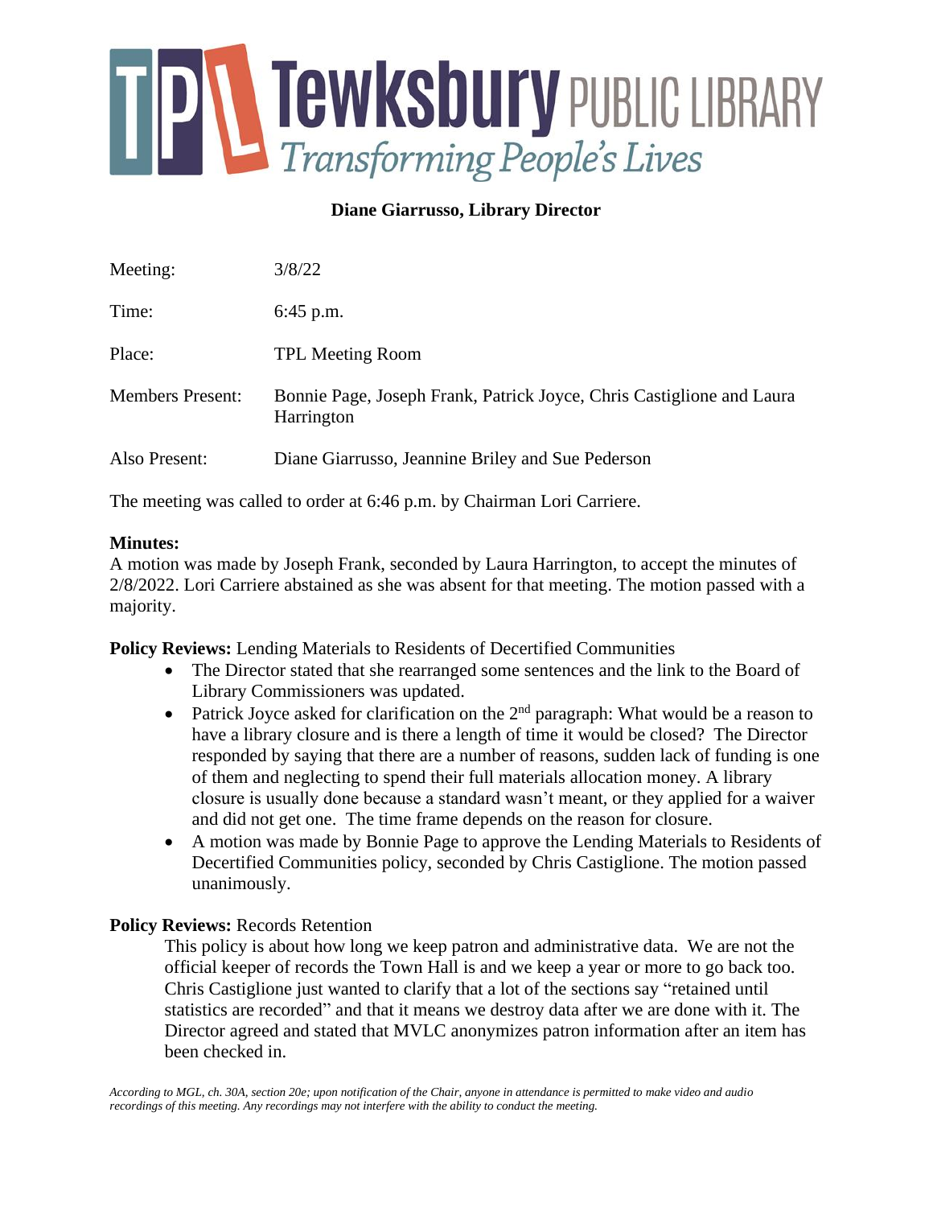# Tewksbury PUBLIC LIBRARY

*Transforming People's Lives*

**Diane Giarrusso, Library Director**

| | |
|---|---|
| Meeting: | 3/8/22 |
| Time: | 6:45 p.m. |
| Place: | TPL Meeting Room |
| Members Present: | Bonnie Page, Joseph Frank, Patrick Joyce, Chris Castiglione and Laura Harrington |
| Also Present: | Diane Giarrusso, Jeannine Briley and Sue Pederson |

The meeting was called to order at 6:46 p.m. by Chairman Lori Carriere.

**Minutes:**
A motion was made by Joseph Frank, seconded by Laura Harrington, to accept the minutes of 2/8/2022. Lori Carriere abstained as she was absent for that meeting. The motion passed with a majority.

**Policy Reviews:** Lending Materials to Residents of Decertified Communities

- The Director stated that she rearranged some sentences and the link to the Board of Library Commissioners was updated.
- Patrick Joyce asked for clarification on the 2nd paragraph: What would be a reason to have a library closure and is there a length of time it would be closed? The Director responded by saying that there are a number of reasons, sudden lack of funding is one of them and neglecting to spend their full materials allocation money. A library closure is usually done because a standard wasn't meant, or they applied for a waiver and did not get one. The time frame depends on the reason for closure.
- A motion was made by Bonnie Page to approve the Lending Materials to Residents of Decertified Communities policy, seconded by Chris Castiglione. The motion passed unanimously.

**Policy Reviews:** Records Retention

This policy is about how long we keep patron and administrative data. We are not the official keeper of records the Town Hall is and we keep a year or more to go back too. Chris Castiglione just wanted to clarify that a lot of the sections say "retained until statistics are recorded" and that it means we destroy data after we are done with it. The Director agreed and stated that MVLC anonymizes patron information after an item has been checked in.

*According to MGL, ch. 30A, section 20e; upon notification of the Chair, anyone in attendance is permitted to make video and audio recordings of this meeting. Any recordings may not interfere with the ability to conduct the meeting.*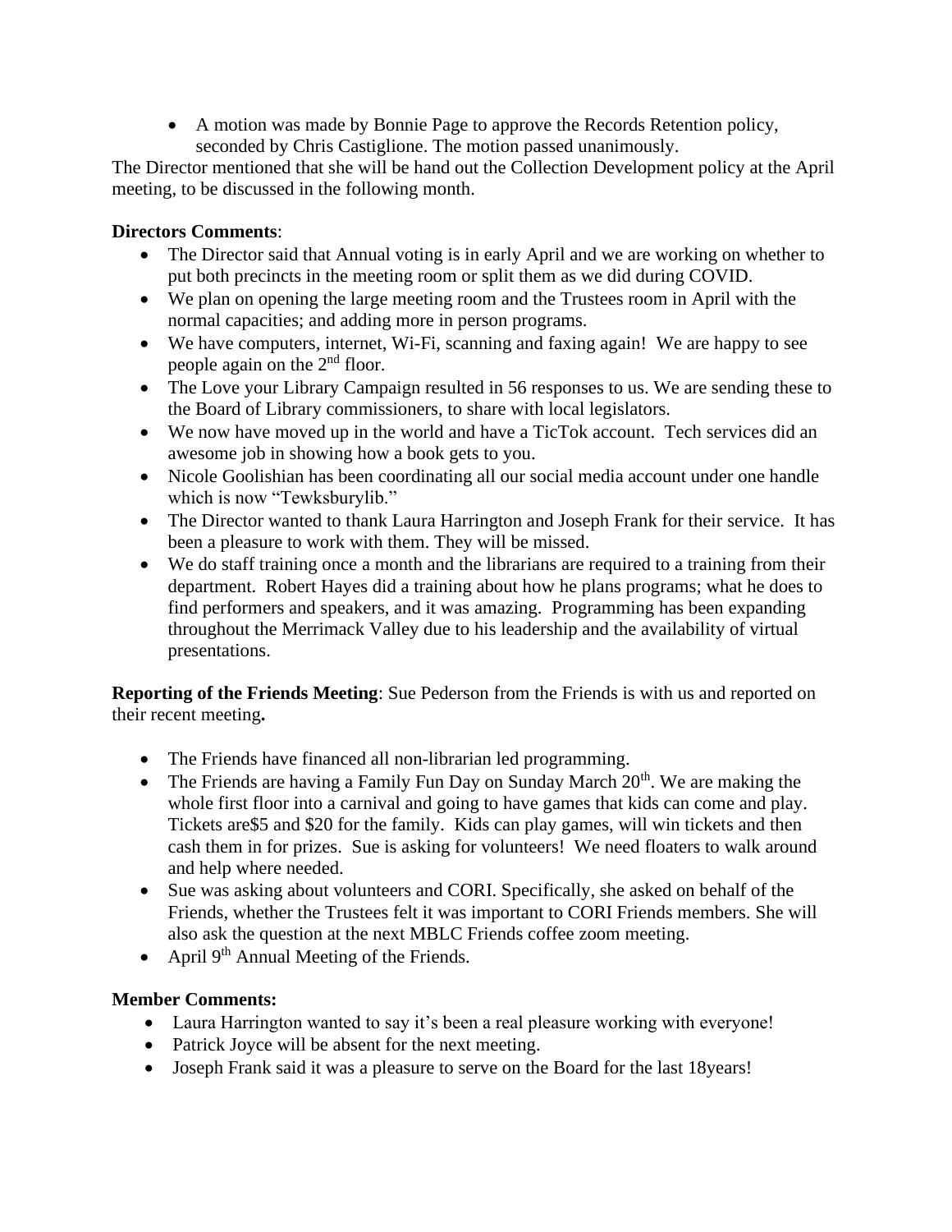- A motion was made by Bonnie Page to approve the Records Retention policy, seconded by Chris Castiglione. The motion passed unanimously.

The Director mentioned that she will be hand out the Collection Development policy at the April meeting, to be discussed in the following month.

**Directors Comments**:

- The Director said that Annual voting is in early April and we are working on whether to put both precincts in the meeting room or split them as we did during COVID.
- We plan on opening the large meeting room and the Trustees room in April with the normal capacities; and adding more in person programs.
- We have computers, internet, Wi-Fi, scanning and faxing again! We are happy to see people again on the 2nd floor.
- The Love your Library Campaign resulted in 56 responses to us. We are sending these to the Board of Library commissioners, to share with local legislators.
- We now have moved up in the world and have a TicTok account. Tech services did an awesome job in showing how a book gets to you.
- Nicole Goolishian has been coordinating all our social media account under one handle which is now "Tewksburylib."
- The Director wanted to thank Laura Harrington and Joseph Frank for their service. It has been a pleasure to work with them. They will be missed.
- We do staff training once a month and the librarians are required to a training from their department. Robert Hayes did a training about how he plans programs; what he does to find performers and speakers, and it was amazing. Programming has been expanding throughout the Merrimack Valley due to his leadership and the availability of virtual presentations.

**Reporting of the Friends Meeting**: Sue Pederson from the Friends is with us and reported on their recent meeting**.**

- The Friends have financed all non-librarian led programming.
- The Friends are having a Family Fun Day on Sunday March 20th. We are making the whole first floor into a carnival and going to have games that kids can come and play. Tickets are$5 and $20 for the family. Kids can play games, will win tickets and then cash them in for prizes. Sue is asking for volunteers! We need floaters to walk around and help where needed.
- Sue was asking about volunteers and CORI. Specifically, she asked on behalf of the Friends, whether the Trustees felt it was important to CORI Friends members. She will also ask the question at the next MBLC Friends coffee zoom meeting.
- April 9th Annual Meeting of the Friends.

**Member Comments:**

- Laura Harrington wanted to say it's been a real pleasure working with everyone!
- Patrick Joyce will be absent for the next meeting.
- Joseph Frank said it was a pleasure to serve on the Board for the last 18years!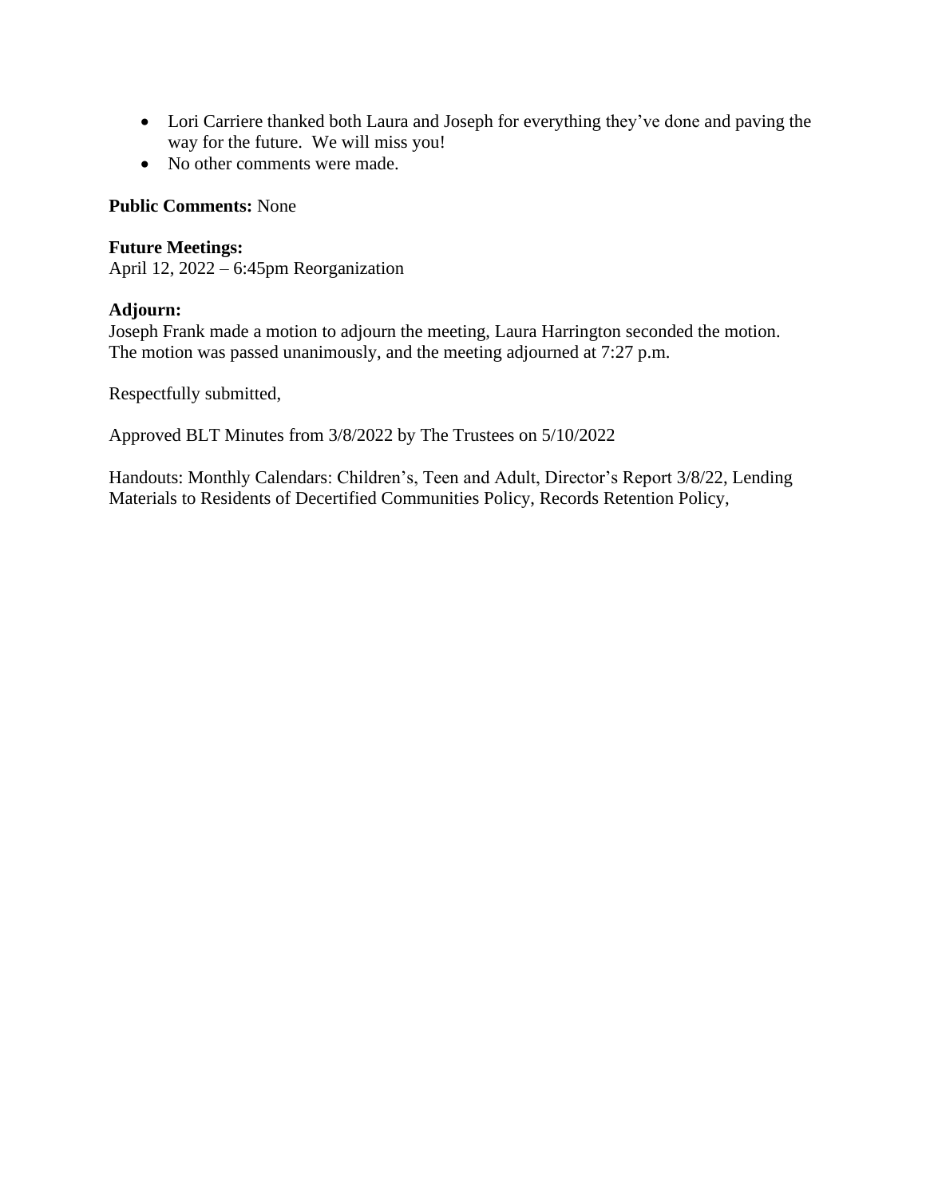- Lori Carriere thanked both Laura and Joseph for everything they've done and paving the way for the future. We will miss you!
- No other comments were made.

**Public Comments:** None

**Future Meetings:**
April 12, 2022 – 6:45pm Reorganization

**Adjourn:**
Joseph Frank made a motion to adjourn the meeting, Laura Harrington seconded the motion. The motion was passed unanimously, and the meeting adjourned at 7:27 p.m.

Respectfully submitted,

Approved BLT Minutes from 3/8/2022 by The Trustees on 5/10/2022

Handouts: Monthly Calendars: Children's, Teen and Adult, Director's Report 3/8/22, Lending Materials to Residents of Decertified Communities Policy, Records Retention Policy,